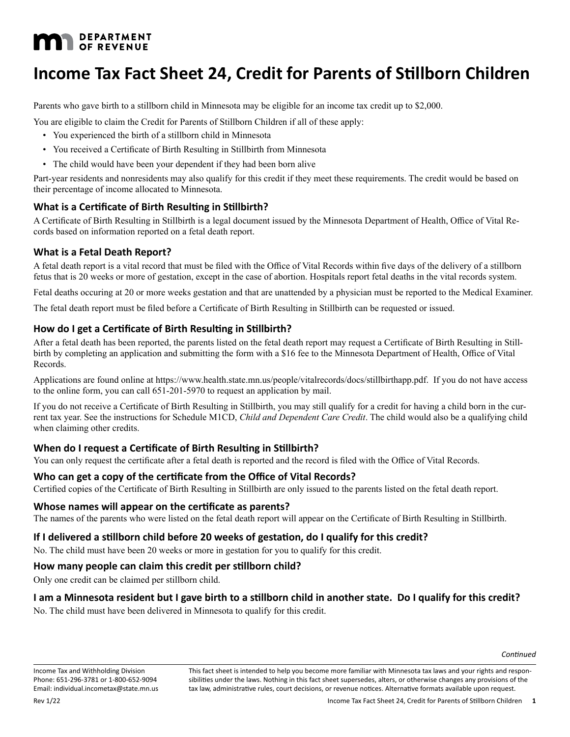DEPARTMENT OF REVENUE

# Income Tax Fact Sheet 24, Credit for Parents of Stillborn Children

Parents who gave birth to a stillborn child in Minnesota may be eligible for an income tax credit up to $2,000.

You are eligible to claim the Credit for Parents of Stillborn Children if all of these apply:

- You experienced the birth of a stillborn child in Minnesota
- You received a Certificate of Birth Resulting in Stillbirth from Minnesota
- The child would have been your dependent if they had been born alive

Part-year residents and nonresidents may also qualify for this credit if they meet these requirements. The credit would be based on their percentage of income allocated to Minnesota.

## What is a Certificate of Birth Resulting in Stillbirth?

A Certificate of Birth Resulting in Stillbirth is a legal document issued by the Minnesota Department of Health, Office of Vital Records based on information reported on a fetal death report.

## What is a Fetal Death Report?

A fetal death report is a vital record that must be filed with the Office of Vital Records within five days of the delivery of a stillborn fetus that is 20 weeks or more of gestation, except in the case of abortion. Hospitals report fetal deaths in the vital records system.

Fetal deaths occuring at 20 or more weeks gestation and that are unattended by a physician must be reported to the Medical Examiner.

The fetal death report must be filed before a Certificate of Birth Resulting in Stillbirth can be requested or issued.

## How do I get a Certificate of Birth Resulting in Stillbirth?

After a fetal death has been reported, the parents listed on the fetal death report may request a Certificate of Birth Resulting in Stillbirth by completing an application and submitting the form with a $16 fee to the Minnesota Department of Health, Office of Vital Records.

Applications are found online at https://www.health.state.mn.us/people/vitalrecords/docs/stillbirthapp.pdf. If you do not have access to the online form, you can call 651-201-5970 to request an application by mail.

If you do not receive a Certificate of Birth Resulting in Stillbirth, you may still qualify for a credit for having a child born in the current tax year. See the instructions for Schedule M1CD, *Child and Dependent Care Credit*. The child would also be a qualifying child when claiming other credits.

## When do I request a Certificate of Birth Resulting in Stillbirth?

You can only request the certificate after a fetal death is reported and the record is filed with the Office of Vital Records.

## Who can get a copy of the certificate from the Office of Vital Records?

Certified copies of the Certificate of Birth Resulting in Stillbirth are only issued to the parents listed on the fetal death report.

## Whose names will appear on the certificate as parents?

The names of the parents who were listed on the fetal death report will appear on the Certificate of Birth Resulting in Stillbirth.

## If I delivered a stillborn child before 20 weeks of gestation, do I qualify for this credit?

No. The child must have been 20 weeks or more in gestation for you to qualify for this credit.

## How many people can claim this credit per stillborn child?

Only one credit can be claimed per stillborn child.

## I am a Minnesota resident but I gave birth to a stillborn child in another state. Do I qualify for this credit?

No. The child must have been delivered in Minnesota to qualify for this credit.

*Continued*

Income Tax and Withholding Division
Phone: 651-296-3781 or 1-800-652-9094
Email: individual.incometax@state.mn.us

This fact sheet is intended to help you become more familiar with Minnesota tax laws and your rights and responsibilities under the laws. Nothing in this fact sheet supersedes, alters, or otherwise changes any provisions of the tax law, administrative rules, court decisions, or revenue notices. Alternative formats available upon request.

Rev 1/22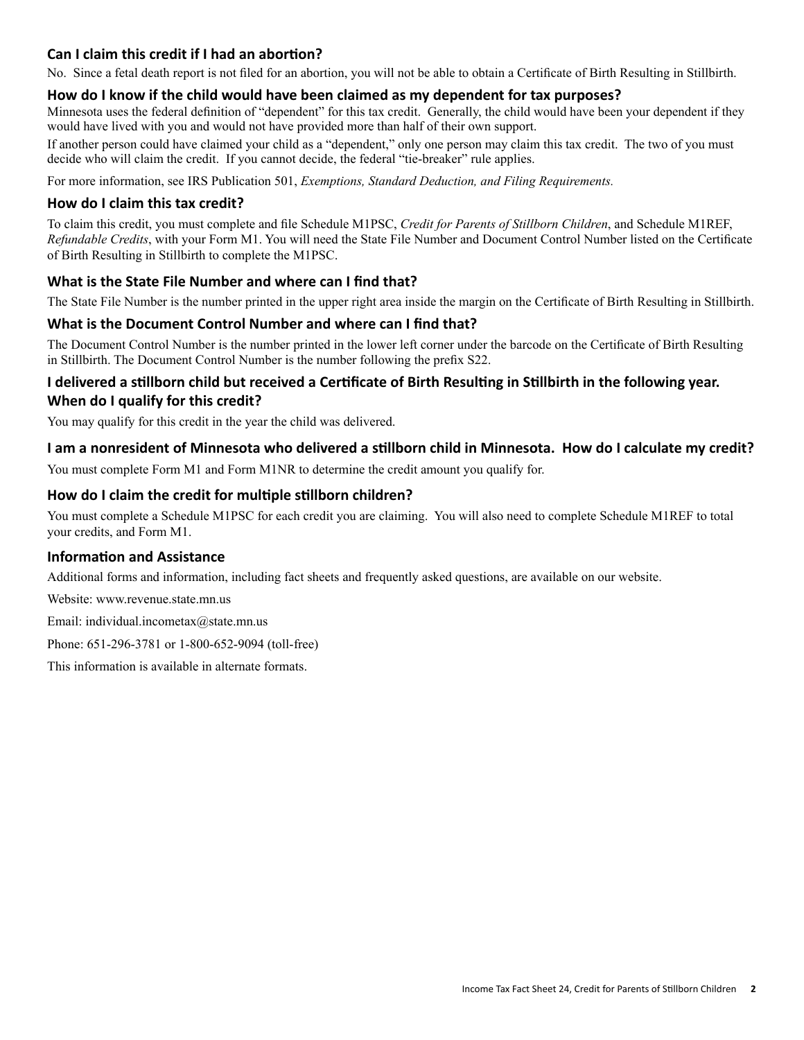### Can I claim this credit if I had an abortion?

No. Since a fetal death report is not filed for an abortion, you will not be able to obtain a Certificate of Birth Resulting in Stillbirth.

### How do I know if the child would have been claimed as my dependent for tax purposes?

Minnesota uses the federal definition of "dependent" for this tax credit. Generally, the child would have been your dependent if they would have lived with you and would not have provided more than half of their own support.

If another person could have claimed your child as a "dependent," only one person may claim this tax credit. The two of you must decide who will claim the credit. If you cannot decide, the federal "tie-breaker" rule applies.

For more information, see IRS Publication 501, *Exemptions, Standard Deduction, and Filing Requirements.*

### How do I claim this tax credit?

To claim this credit, you must complete and file Schedule M1PSC, *Credit for Parents of Stillborn Children*, and Schedule M1REF, *Refundable Credits*, with your Form M1. You will need the State File Number and Document Control Number listed on the Certificate of Birth Resulting in Stillbirth to complete the M1PSC.

### What is the State File Number and where can I find that?

The State File Number is the number printed in the upper right area inside the margin on the Certificate of Birth Resulting in Stillbirth.

### What is the Document Control Number and where can I find that?

The Document Control Number is the number printed in the lower left corner under the barcode on the Certificate of Birth Resulting in Stillbirth. The Document Control Number is the number following the prefix S22.

### I delivered a stillborn child but received a Certificate of Birth Resulting in Stillbirth in the following year. When do I qualify for this credit?

You may qualify for this credit in the year the child was delivered.

### I am a nonresident of Minnesota who delivered a stillborn child in Minnesota. How do I calculate my credit?

You must complete Form M1 and Form M1NR to determine the credit amount you qualify for.

### How do I claim the credit for multiple stillborn children?

You must complete a Schedule M1PSC for each credit you are claiming. You will also need to complete Schedule M1REF to total your credits, and Form M1.

### Information and Assistance

Additional forms and information, including fact sheets and frequently asked questions, are available on our website.

Website: www.revenue.state.mn.us

Email: individual.incometax@state.mn.us

Phone: 651-296-3781 or 1-800-652-9094 (toll-free)

This information is available in alternate formats.